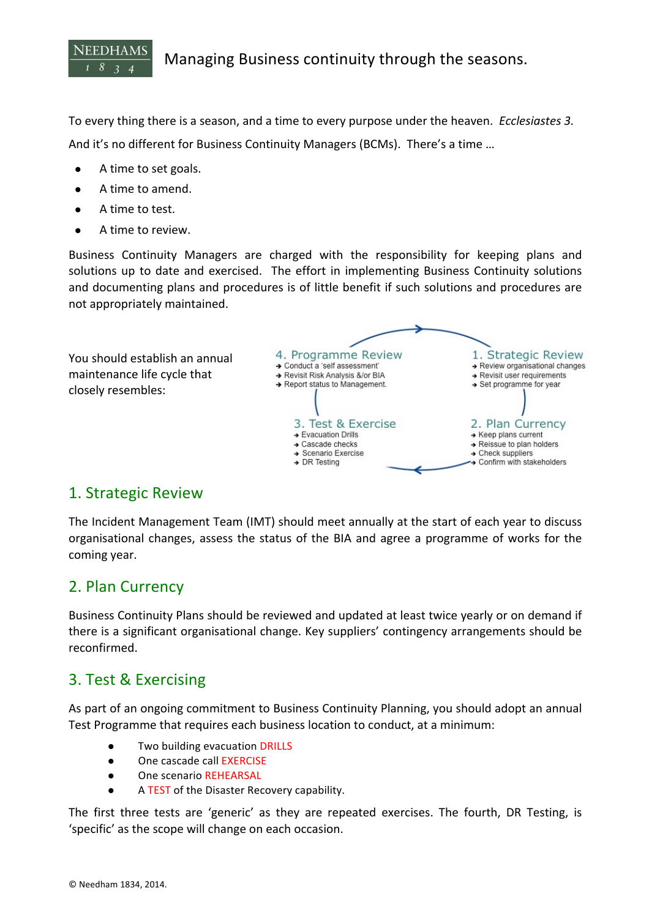# Managing Business continuity through the seasons.

To every thing there is a season, and a time to every purpose under the heaven. *Ecclesiastes 3.*

And it's no different for Business Continuity Managers (BCMs). There's a time …

- A time to set goals.
- A time to amend.
- A time to test.
- A time to review.

Business Continuity Managers are charged with the responsibility for keeping plans and solutions up to date and exercised. The effort in implementing Business Continuity solutions and documenting plans and procedures is of little benefit if such solutions and procedures are not appropriately maintained.

You should establish an annual maintenance life cycle that closely resembles:

4. Programme Review
- Conduct a 'self assessment'
- Revisit Risk Analysis &/or BIA
- Report status to Management.

1. Strategic Review
- Review organisational changes
- Revisit user requirements
- Set programme for year

3. Test & Exercise
- Evacuation Drills
- Cascade checks
- Scenario Exercise
- DR Testing

2. Plan Currency
- Keep plans current
- Reissue to plan holders
- Check suppliers
- Confirm with stakeholders

## 1. Strategic Review

The Incident Management Team (IMT) should meet annually at the start of each year to discuss organisational changes, assess the status of the BIA and agree a programme of works for the coming year.

## 2. Plan Currency

Business Continuity Plans should be reviewed and updated at least twice yearly or on demand if there is a significant organisational change. Key suppliers' contingency arrangements should be reconfirmed.

## 3. Test & Exercising

As part of an ongoing commitment to Business Continuity Planning, you should adopt an annual Test Programme that requires each business location to conduct, at a minimum:

- Two building evacuation DRILLS
- One cascade call EXERCISE
- One scenario REHEARSAL
- A TEST of the Disaster Recovery capability.

The first three tests are 'generic' as they are repeated exercises. The fourth, DR Testing, is 'specific' as the scope will change on each occasion.

© Needham 1834, 2014.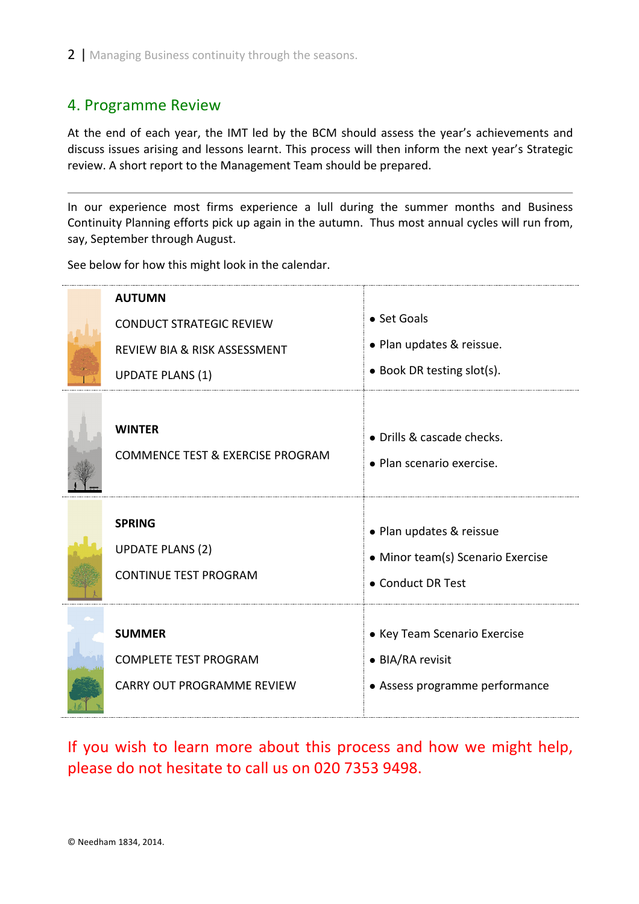## 4. Programme Review

At the end of each year, the IMT led by the BCM should assess the year's achievements and discuss issues arising and lessons learnt. This process will then inform the next year's Strategic review. A short report to the Management Team should be prepared.

---

In our experience most firms experience a lull during the summer months and Business Continuity Planning efforts pick up again in the autumn. Thus most annual cycles will run from, say, September through August.

See below for how this might look in the calendar.

| | |
|---|---|
| **AUTUMN**<br>CONDUCT STRATEGIC REVIEW<br>REVIEW BIA & RISK ASSESSMENT<br>UPDATE PLANS (1) | • Set Goals<br>• Plan updates & reissue.<br>• Book DR testing slot(s). |
| **WINTER**<br>COMMENCE TEST & EXERCISE PROGRAM | • Drills & cascade checks.<br>• Plan scenario exercise. |
| **SPRING**<br>UPDATE PLANS (2)<br>CONTINUE TEST PROGRAM | • Plan updates & reissue<br>• Minor team(s) Scenario Exercise<br>• Conduct DR Test |
| **SUMMER**<br>COMPLETE TEST PROGRAM<br>CARRY OUT PROGRAMME REVIEW | • Key Team Scenario Exercise<br>• BIA/RA revisit<br>• Assess programme performance |

If you wish to learn more about this process and how we might help, please do not hesitate to call us on 020 7353 9498.

© Needham 1834, 2014.